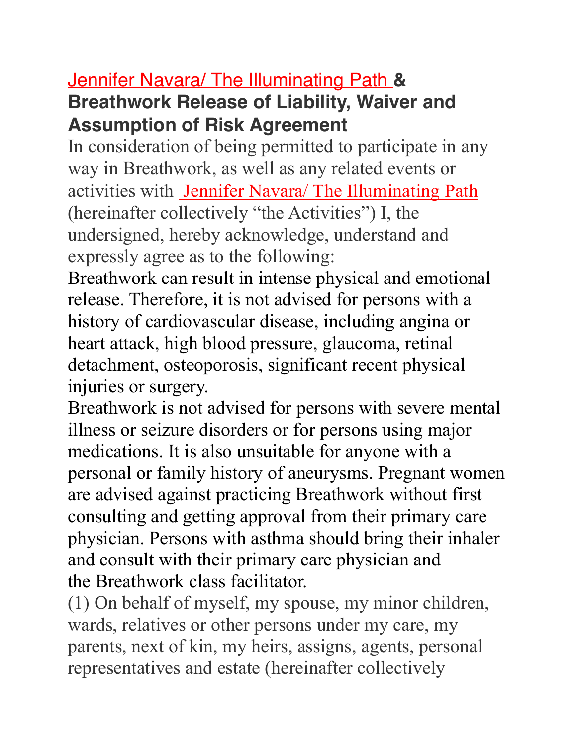# Jennifer Navara/ The Illuminating Path & Breathwork Release of Liability, Waiver and Assumption of Risk Agreement

In consideration of being permitted to participate in any way in Breathwork, as well as any related events or activities with Jennifer Navara/ The Illuminating Path (hereinafter collectively "the Activities") I, the undersigned, hereby acknowledge, understand and expressly agree as to the following:

Breathwork can result in intense physical and emotional release. Therefore, it is not advised for persons with a history of cardiovascular disease, including angina or heart attack, high blood pressure, glaucoma, retinal detachment, osteoporosis, significant recent physical injuries or surgery.

Breathwork is not advised for persons with severe mental illness or seizure disorders or for persons using major medications. It is also unsuitable for anyone with a personal or family history of aneurysms. Pregnant women are advised against practicing Breathwork without first consulting and getting approval from their primary care physician. Persons with asthma should bring their inhaler and consult with their primary care physician and the Breathwork class facilitator.

(1) On behalf of myself, my spouse, my minor children, wards, relatives or other persons under my care, my parents, next of kin, my heirs, assigns, agents, personal representatives and estate (hereinafter collectively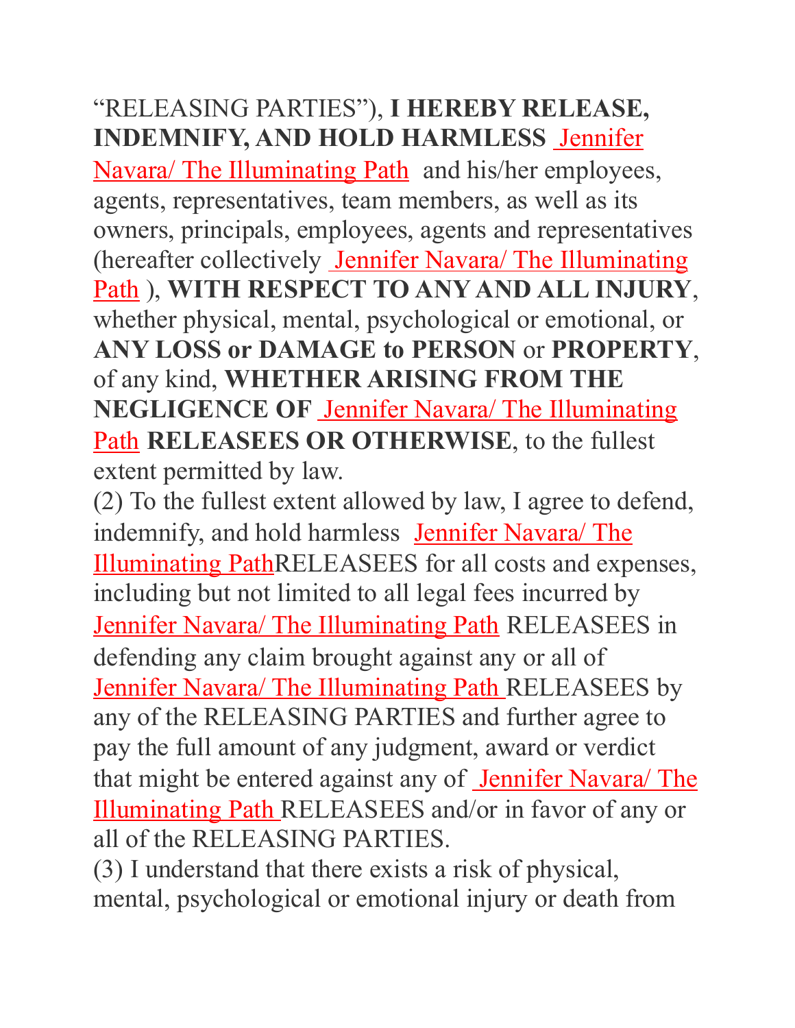"RELEASING PARTIES"), **I HEREBY RELEASE, INDEMNIFY, AND HOLD HARMLESS** Jennifer Navara/ The Illuminating Path and his/her employees, agents, representatives, team members, as well as its owners, principals, employees, agents and representatives (hereafter collectively Jennifer Navara/ The Illuminating Path ), **WITH RESPECT TO ANY AND ALL INJURY**, whether physical, mental, psychological or emotional, or **ANY LOSS or DAMAGE to PERSON** or **PROPERTY**, of any kind, **WHETHER ARISING FROM THE NEGLIGENCE OF** Jennifer Navara/ The Illuminating Path **RELEASEES OR OTHERWISE**, to the fullest extent permitted by law.

(2) To the fullest extent allowed by law, I agree to defend, indemnify, and hold harmless Jennifer Navara/ The Illuminating PathRELEASEES for all costs and expenses, including but not limited to all legal fees incurred by Jennifer Navara/ The Illuminating Path RELEASEES in defending any claim brought against any or all of Jennifer Navara/ The Illuminating Path RELEASEES by any of the RELEASING PARTIES and further agree to pay the full amount of any judgment, award or verdict that might be entered against any of Jennifer Navara/ The Illuminating Path RELEASEES and/or in favor of any or all of the RELEASING PARTIES.

(3) I understand that there exists a risk of physical, mental, psychological or emotional injury or death from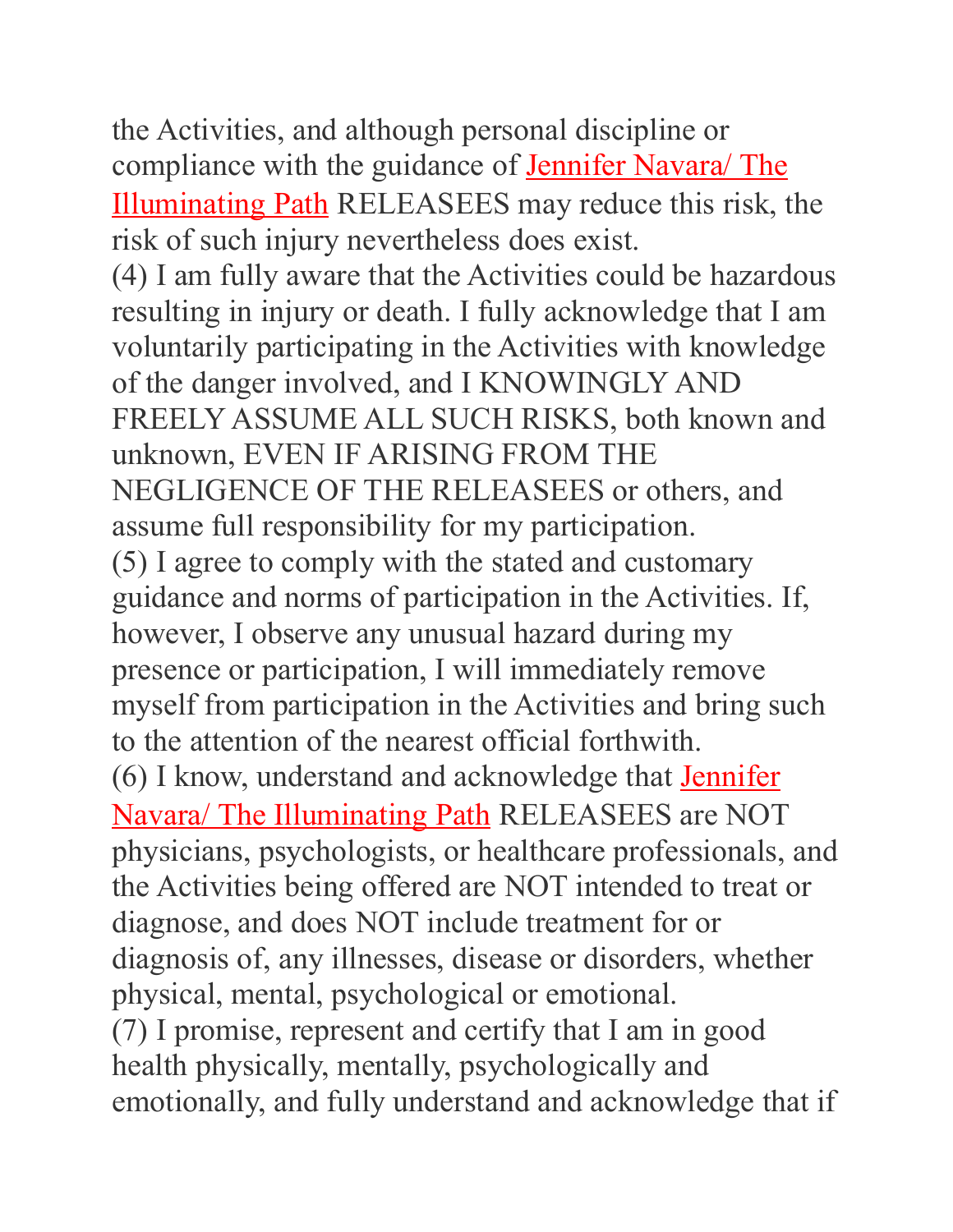the Activities, and although personal discipline or compliance with the guidance of Jennifer Navara/ The Illuminating Path RELEASEES may reduce this risk, the risk of such injury nevertheless does exist.

(4) I am fully aware that the Activities could be hazardous resulting in injury or death. I fully acknowledge that I am voluntarily participating in the Activities with knowledge of the danger involved, and I KNOWINGLY AND FREELY ASSUME ALL SUCH RISKS, both known and unknown, EVEN IF ARISING FROM THE NEGLIGENCE OF THE RELEASEES or others, and assume full responsibility for my participation.

(5) I agree to comply with the stated and customary guidance and norms of participation in the Activities. If, however, I observe any unusual hazard during my presence or participation, I will immediately remove myself from participation in the Activities and bring such to the attention of the nearest official forthwith.

(6) I know, understand and acknowledge that Jennifer Navara/ The Illuminating Path RELEASEES are NOT physicians, psychologists, or healthcare professionals, and the Activities being offered are NOT intended to treat or diagnose, and does NOT include treatment for or diagnosis of, any illnesses, disease or disorders, whether physical, mental, psychological or emotional.

(7) I promise, represent and certify that I am in good health physically, mentally, psychologically and emotionally, and fully understand and acknowledge that if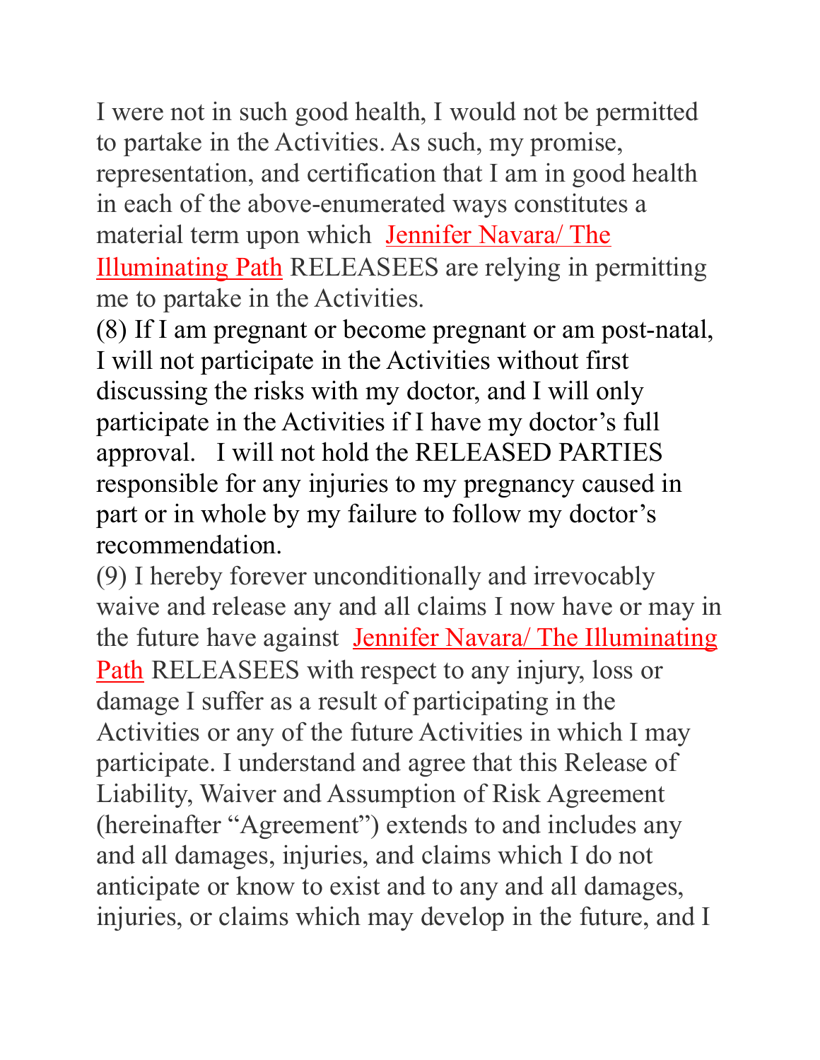I were not in such good health, I would not be permitted to partake in the Activities. As such, my promise, representation, and certification that I am in good health in each of the above-enumerated ways constitutes a material term upon which Jennifer Navara/ The Illuminating Path RELEASEES are relying in permitting me to partake in the Activities.

(8) If I am pregnant or become pregnant or am post-natal, I will not participate in the Activities without first discussing the risks with my doctor, and I will only participate in the Activities if I have my doctor's full approval. I will not hold the RELEASED PARTIES responsible for any injuries to my pregnancy caused in part or in whole by my failure to follow my doctor's recommendation.

(9) I hereby forever unconditionally and irrevocably waive and release any and all claims I now have or may in the future have against Jennifer Navara/ The Illuminating Path RELEASEES with respect to any injury, loss or damage I suffer as a result of participating in the Activities or any of the future Activities in which I may participate. I understand and agree that this Release of Liability, Waiver and Assumption of Risk Agreement (hereinafter "Agreement") extends to and includes any and all damages, injuries, and claims which I do not anticipate or know to exist and to any and all damages, injuries, or claims which may develop in the future, and I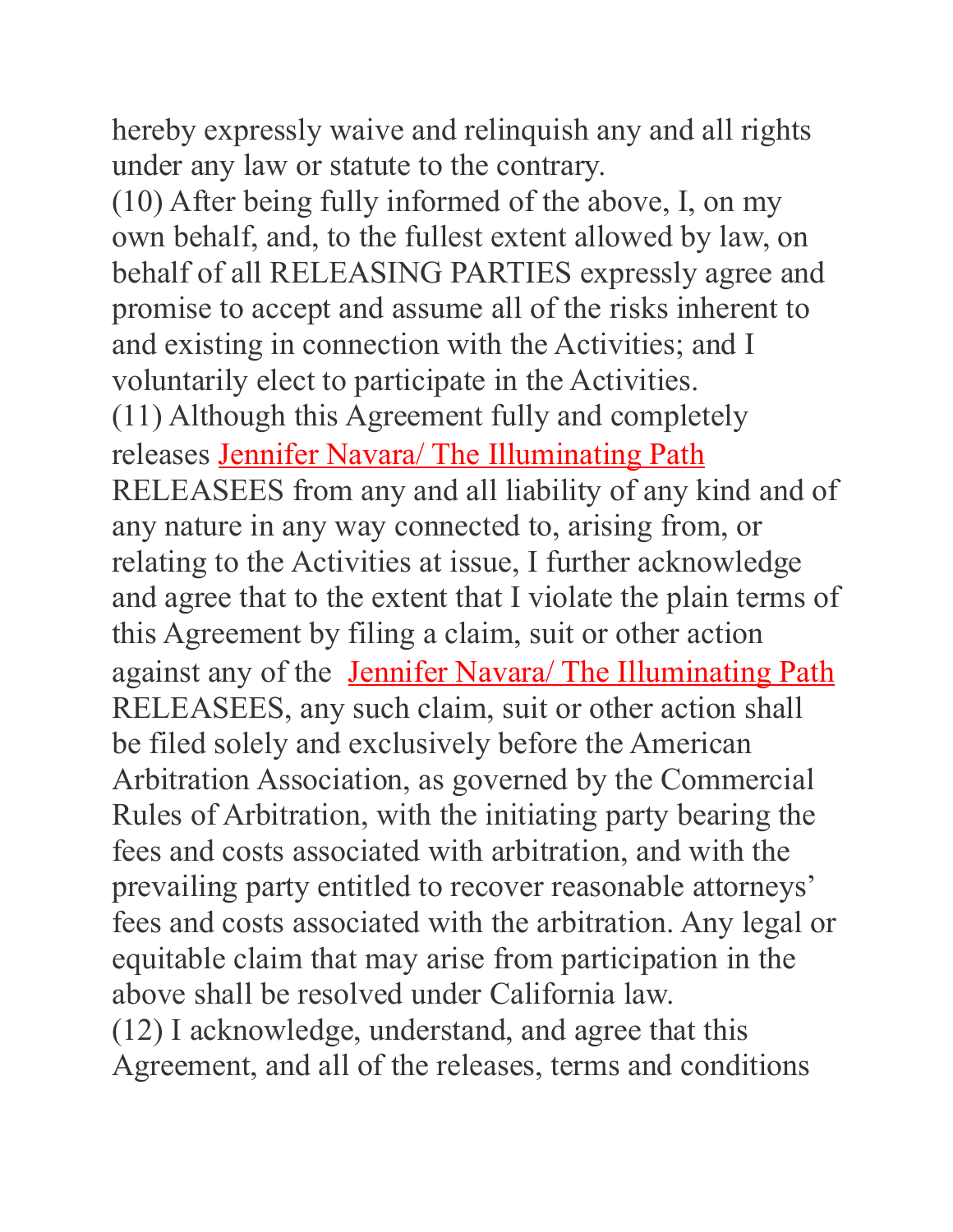hereby expressly waive and relinquish any and all rights under any law or statute to the contrary.

(10) After being fully informed of the above, I, on my own behalf, and, to the fullest extent allowed by law, on behalf of all RELEASING PARTIES expressly agree and promise to accept and assume all of the risks inherent to and existing in connection with the Activities; and I voluntarily elect to participate in the Activities.

(11) Although this Agreement fully and completely releases Jennifer Navara/ The Illuminating Path RELEASEES from any and all liability of any kind and of any nature in any way connected to, arising from, or relating to the Activities at issue, I further acknowledge and agree that to the extent that I violate the plain terms of this Agreement by filing a claim, suit or other action against any of the Jennifer Navara/ The Illuminating Path RELEASEES, any such claim, suit or other action shall be filed solely and exclusively before the American Arbitration Association, as governed by the Commercial Rules of Arbitration, with the initiating party bearing the fees and costs associated with arbitration, and with the prevailing party entitled to recover reasonable attorneys' fees and costs associated with the arbitration. Any legal or equitable claim that may arise from participation in the above shall be resolved under California law.

(12) I acknowledge, understand, and agree that this Agreement, and all of the releases, terms and conditions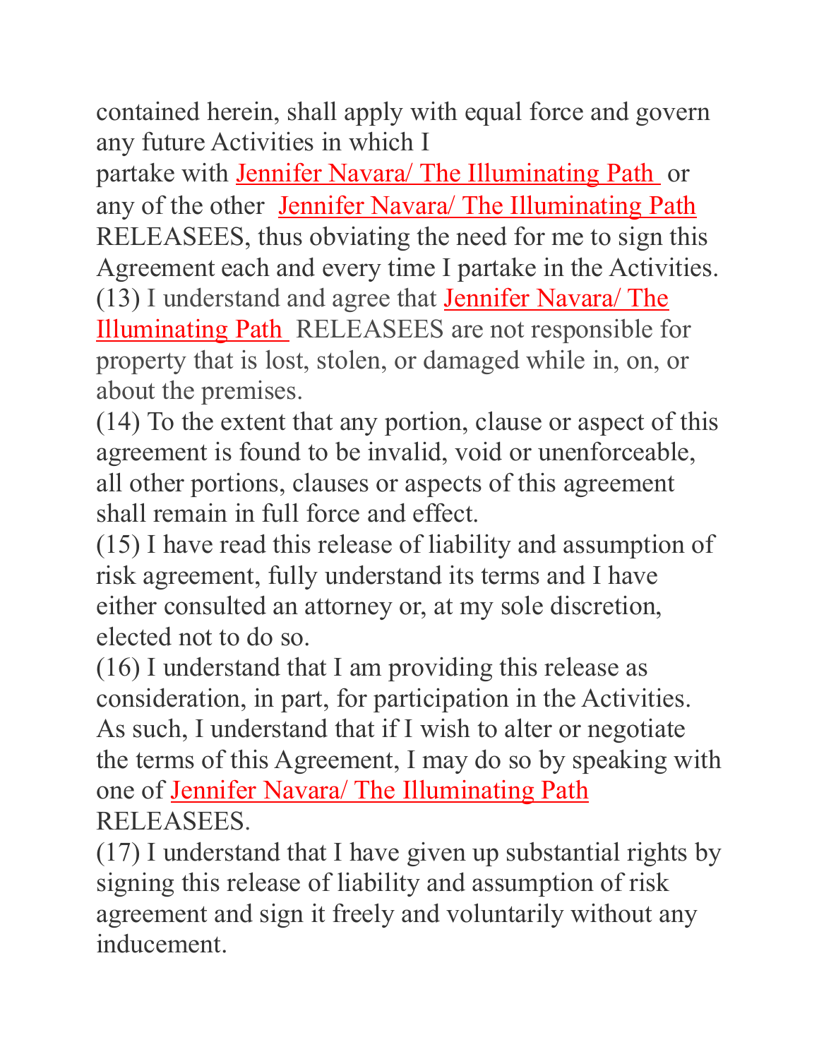contained herein, shall apply with equal force and govern any future Activities in which I partake with Jennifer Navara/ The Illuminating Path or any of the other Jennifer Navara/ The Illuminating Path RELEASEES, thus obviating the need for me to sign this Agreement each and every time I partake in the Activities.

(13) I understand and agree that Jennifer Navara/ The Illuminating Path RELEASEES are not responsible for property that is lost, stolen, or damaged while in, on, or about the premises.

(14) To the extent that any portion, clause or aspect of this agreement is found to be invalid, void or unenforceable, all other portions, clauses or aspects of this agreement shall remain in full force and effect.

(15) I have read this release of liability and assumption of risk agreement, fully understand its terms and I have either consulted an attorney or, at my sole discretion, elected not to do so.

(16) I understand that I am providing this release as consideration, in part, for participation in the Activities. As such, I understand that if I wish to alter or negotiate the terms of this Agreement, I may do so by speaking with one of Jennifer Navara/ The Illuminating Path RELEASEES.

(17) I understand that I have given up substantial rights by signing this release of liability and assumption of risk agreement and sign it freely and voluntarily without any inducement.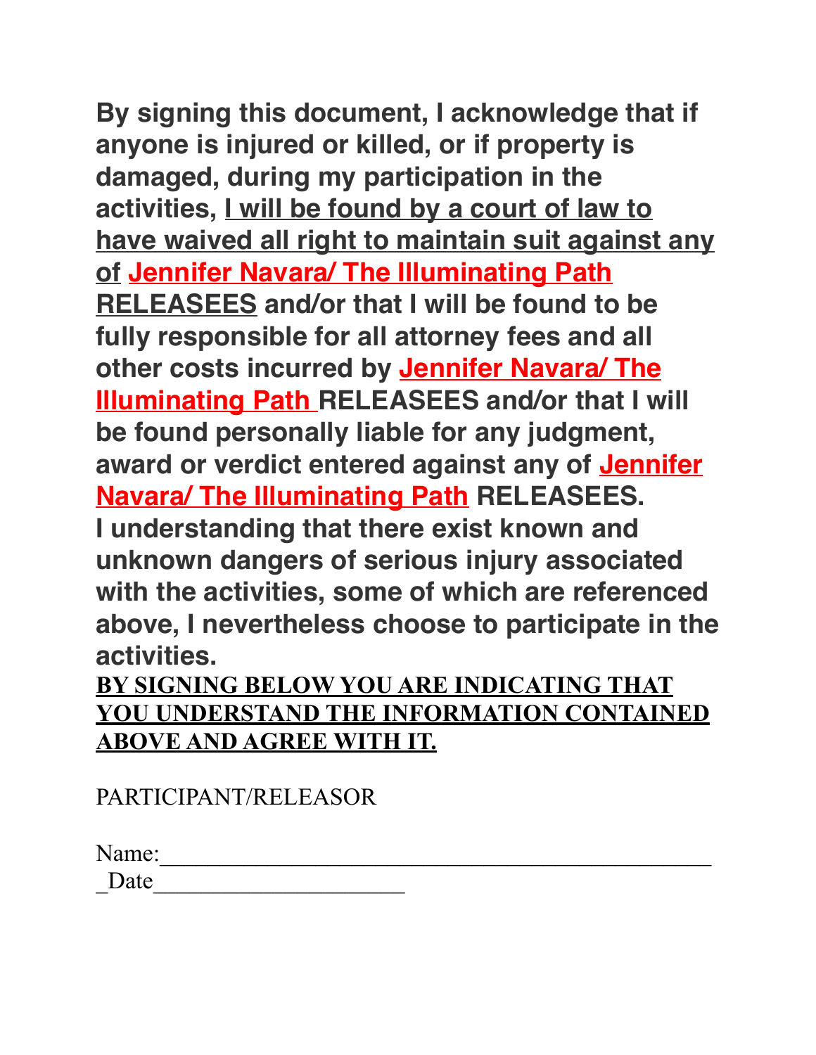**By signing this document, I acknowledge that if anyone is injured or killed, or if property is damaged, during my participation in the activities, <u>I will be found by a court of law to have waived all right to maintain suit against any of</u> <u>Jennifer Navara/ The Illuminating Path</u> <u>RELEASEES</u> and/or that I will be found to be fully responsible for all attorney fees and all other costs incurred by <u>Jennifer Navara/ The Illuminating Path</u> RELEASEES and/or that I will be found personally liable for any judgment, award or verdict entered against any of <u>Jennifer Navara/ The Illuminating Path</u> RELEASEES.**

**I understanding that there exist known and unknown dangers of serious injury associated with the activities, some of which are referenced above, I nevertheless choose to participate in the activities.**

**<u>BY SIGNING BELOW YOU ARE INDICATING THAT YOU UNDERSTAND THE INFORMATION CONTAINED ABOVE AND AGREE WITH IT.</u>**

PARTICIPANT/RELEASOR

Name:_______________________________________________

_Date______________________